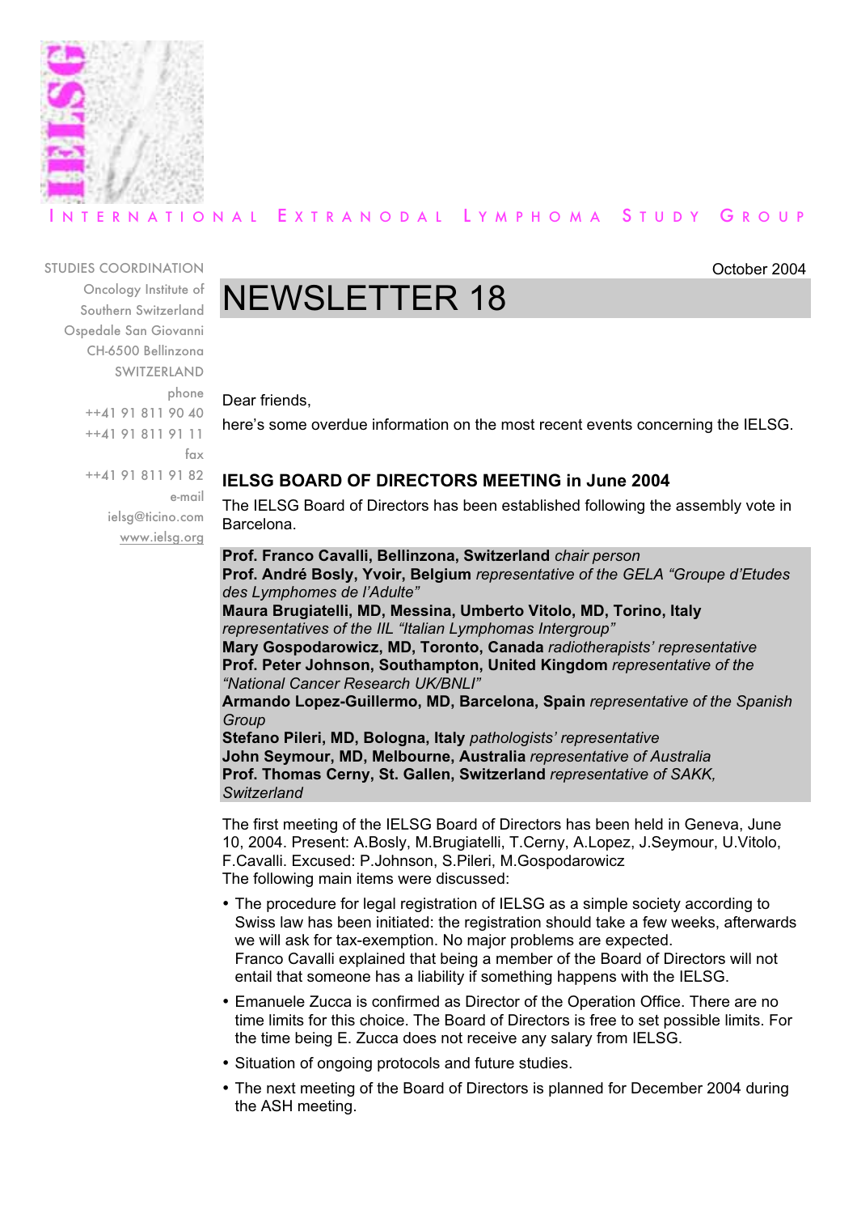INTERNATIONAL EXTRANODAL LYMPHOMA STUDY GROUP

STUDIES COORDINATION
Oncology Institute of Southern Switzerland
Ospedale San Giovanni
CH-6500 Bellinzona
SWITZERLAND
phone
++41 91 811 90 40
++41 91 811 91 11
fax
++41 91 811 91 82
e-mail
ielsg@ticino.com
www.ielsg.org

October 2004

# NEWSLETTER 18

Dear friends,

here's some overdue information on the most recent events concerning the IELSG.

## IELSG BOARD OF DIRECTORS MEETING in June 2004

The IELSG Board of Directors has been established following the assembly vote in Barcelona.

**Prof. Franco Cavalli, Bellinzona, Switzerland** *chair person*
**Prof. André Bosly, Yvoir, Belgium** *representative of the GELA "Groupe d'Etudes des Lymphomes de l'Adulte"*
**Maura Brugiatelli, MD, Messina, Umberto Vitolo, MD, Torino, Italy** *representatives of the IIL "Italian Lymphomas Intergroup"*
**Mary Gospodarowicz, MD, Toronto, Canada** *radiotherapists' representative*
**Prof. Peter Johnson, Southampton, United Kingdom** *representative of the "National Cancer Research UK/BNLI"*
**Armando Lopez-Guillermo, MD, Barcelona, Spain** *representative of the Spanish Group*
**Stefano Pileri, MD, Bologna, Italy** *pathologists' representative*
**John Seymour, MD, Melbourne, Australia** *representative of Australia*
**Prof. Thomas Cerny, St. Gallen, Switzerland** *representative of SAKK, Switzerland*

The first meeting of the IELSG Board of Directors has been held in Geneva, June 10, 2004. Present: A.Bosly, M.Brugiatelli, T.Cerny, A.Lopez, J.Seymour, U.Vitolo, F.Cavalli. Excused: P.Johnson, S.Pileri, M.Gospodarowicz
The following main items were discussed:

- The procedure for legal registration of IELSG as a simple society according to Swiss law has been initiated: the registration should take a few weeks, afterwards we will ask for tax-exemption. No major problems are expected.
  Franco Cavalli explained that being a member of the Board of Directors will not entail that someone has a liability if something happens with the IELSG.
- Emanuele Zucca is confirmed as Director of the Operation Office. There are no time limits for this choice. The Board of Directors is free to set possible limits. For the time being E. Zucca does not receive any salary from IELSG.
- Situation of ongoing protocols and future studies.
- The next meeting of the Board of Directors is planned for December 2004 during the ASH meeting.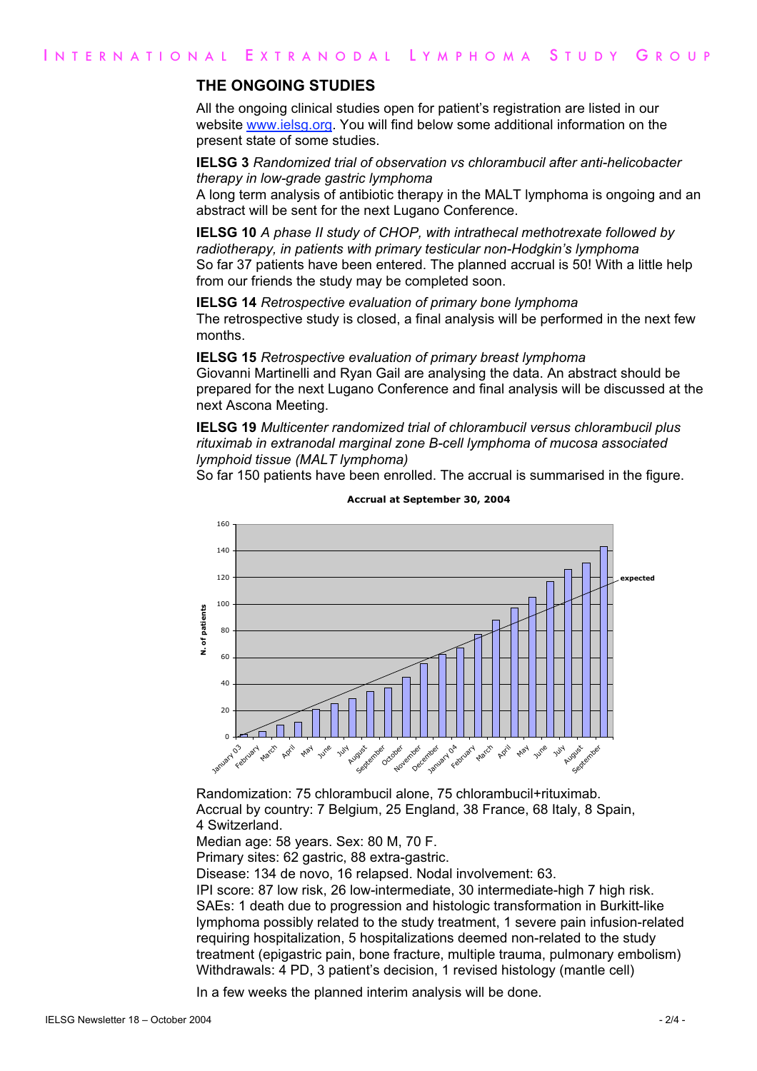## THE ONGOING STUDIES

All the ongoing clinical studies open for patient's registration are listed in our website www.ielsg.org. You will find below some additional information on the present state of some studies.

**IELSG 3** *Randomized trial of observation vs chlorambucil after anti-helicobacter therapy in low-grade gastric lymphoma*
A long term analysis of antibiotic therapy in the MALT lymphoma is ongoing and an abstract will be sent for the next Lugano Conference.

**IELSG 10** *A phase II study of CHOP, with intrathecal methotrexate followed by radiotherapy, in patients with primary testicular non-Hodgkin's lymphoma*
So far 37 patients have been entered. The planned accrual is 50! With a little help from our friends the study may be completed soon.

**IELSG 14** *Retrospective evaluation of primary bone lymphoma*
The retrospective study is closed, a final analysis will be performed in the next few months.

**IELSG 15** *Retrospective evaluation of primary breast lymphoma*
Giovanni Martinelli and Ryan Gail are analysing the data. An abstract should be prepared for the next Lugano Conference and final analysis will be discussed at the next Ascona Meeting.

**IELSG 19** *Multicenter randomized trial of chlorambucil versus chlorambucil plus rituximab in extranodal marginal zone B-cell lymphoma of mucosa associated lymphoid tissue (MALT lymphoma)*
So far 150 patients have been enrolled. The accrual is summarised in the figure.

**Accrual at September 30, 2004**

Randomization: 75 chlorambucil alone, 75 chlorambucil+rituximab.
Accrual by country: 7 Belgium, 25 England, 38 France, 68 Italy, 8 Spain, 4 Switzerland.
Median age: 58 years. Sex: 80 M, 70 F.
Primary sites: 62 gastric, 88 extra-gastric.
Disease: 134 de novo, 16 relapsed. Nodal involvement: 63.
IPI score: 87 low risk, 26 low-intermediate, 30 intermediate-high 7 high risk.
SAEs: 1 death due to progression and histologic transformation in Burkitt-like lymphoma possibly related to the study treatment, 1 severe pain infusion-related requiring hospitalization, 5 hospitalizations deemed non-related to the study treatment (epigastric pain, bone fracture, multiple trauma, pulmonary embolism)
Withdrawals: 4 PD, 3 patient's decision, 1 revised histology (mantle cell)

In a few weeks the planned interim analysis will be done.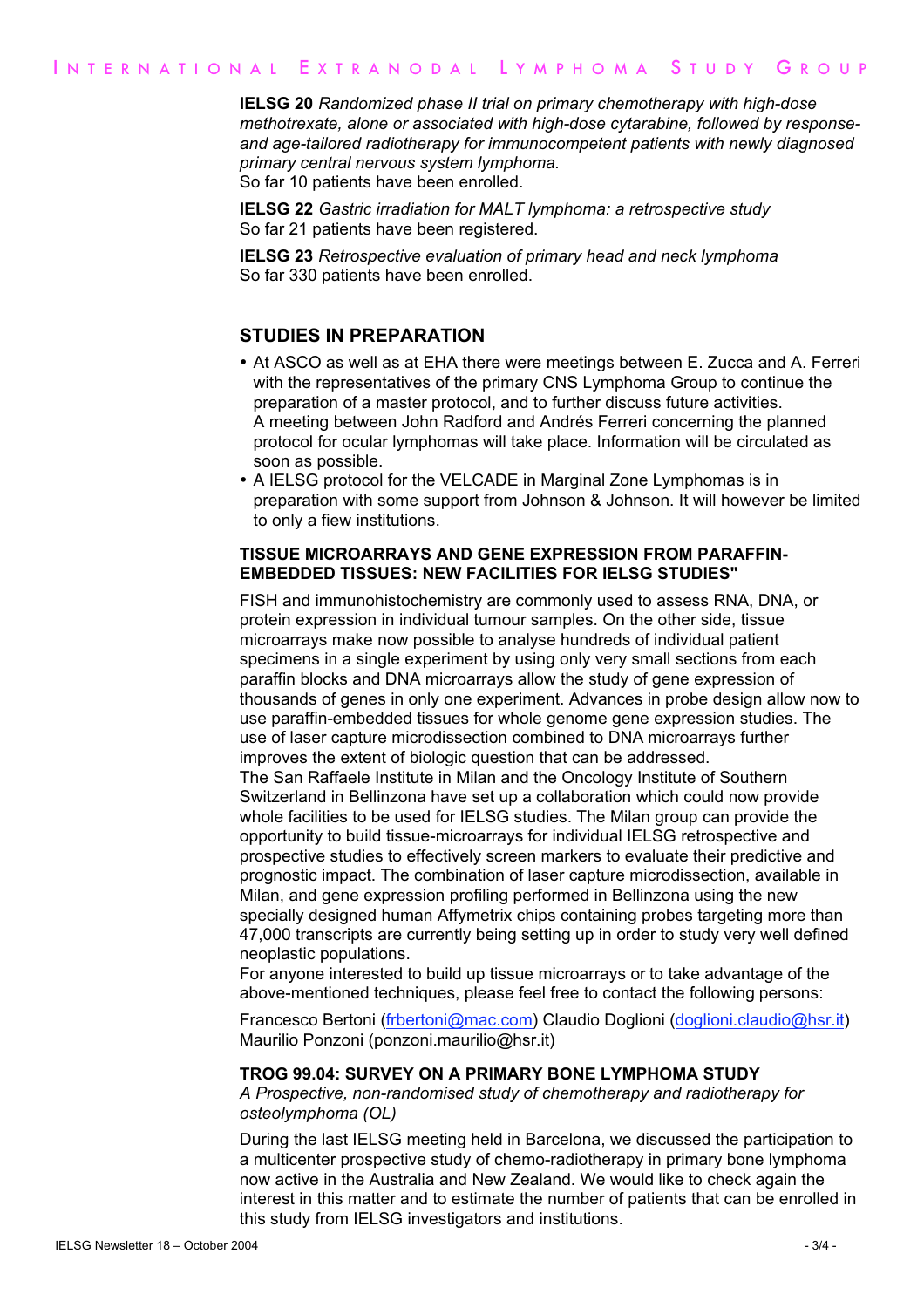**IELSG 20** *Randomized phase II trial on primary chemotherapy with high-dose methotrexate, alone or associated with high-dose cytarabine, followed by response- and age-tailored radiotherapy for immunocompetent patients with newly diagnosed primary central nervous system lymphoma.*
So far 10 patients have been enrolled.

**IELSG 22** *Gastric irradiation for MALT lymphoma: a retrospective study*
So far 21 patients have been registered.

**IELSG 23** *Retrospective evaluation of primary head and neck lymphoma*
So far 330 patients have been enrolled.

## STUDIES IN PREPARATION

- At ASCO as well as at EHA there were meetings between E. Zucca and A. Ferreri with the representatives of the primary CNS Lymphoma Group to continue the preparation of a master protocol, and to further discuss future activities.
  A meeting between John Radford and Andrés Ferreri concerning the planned protocol for ocular lymphomas will take place. Information will be circulated as soon as possible.
- A IELSG protocol for the VELCADE in Marginal Zone Lymphomas is in preparation with some support from Johnson & Johnson. It will however be limited to only a fiew institutions.

### TISSUE MICROARRAYS AND GENE EXPRESSION FROM PARAFFIN-EMBEDDED TISSUES: NEW FACILITIES FOR IELSG STUDIES"

FISH and immunohistochemistry are commonly used to assess RNA, DNA, or protein expression in individual tumour samples. On the other side, tissue microarrays make now possible to analyse hundreds of individual patient specimens in a single experiment by using only very small sections from each paraffin blocks and DNA microarrays allow the study of gene expression of thousands of genes in only one experiment. Advances in probe design allow now to use paraffin-embedded tissues for whole genome gene expression studies. The use of laser capture microdissection combined to DNA microarrays further improves the extent of biologic question that can be addressed.
The San Raffaele Institute in Milan and the Oncology Institute of Southern Switzerland in Bellinzona have set up a collaboration which could now provide whole facilities to be used for IELSG studies. The Milan group can provide the opportunity to build tissue-microarrays for individual IELSG retrospective and prospective studies to effectively screen markers to evaluate their predictive and prognostic impact. The combination of laser capture microdissection, available in Milan, and gene expression profiling performed in Bellinzona using the new specially designed human Affymetrix chips containing probes targeting more than 47,000 transcripts are currently being setting up in order to study very well defined neoplastic populations.
For anyone interested to build up tissue microarrays or to take advantage of the above-mentioned techniques, please feel free to contact the following persons:

Francesco Bertoni (frbertoni@mac.com) Claudio Doglioni (doglioni.claudio@hsr.it) Maurilio Ponzoni (ponzoni.maurilio@hsr.it)

### TROG 99.04: SURVEY ON A PRIMARY BONE LYMPHOMA STUDY

*A Prospective, non-randomised study of chemotherapy and radiotherapy for osteolymphoma (OL)*

During the last IELSG meeting held in Barcelona, we discussed the participation to a multicenter prospective study of chemo-radiotherapy in primary bone lymphoma now active in the Australia and New Zealand. We would like to check again the interest in this matter and to estimate the number of patients that can be enrolled in this study from IELSG investigators and institutions.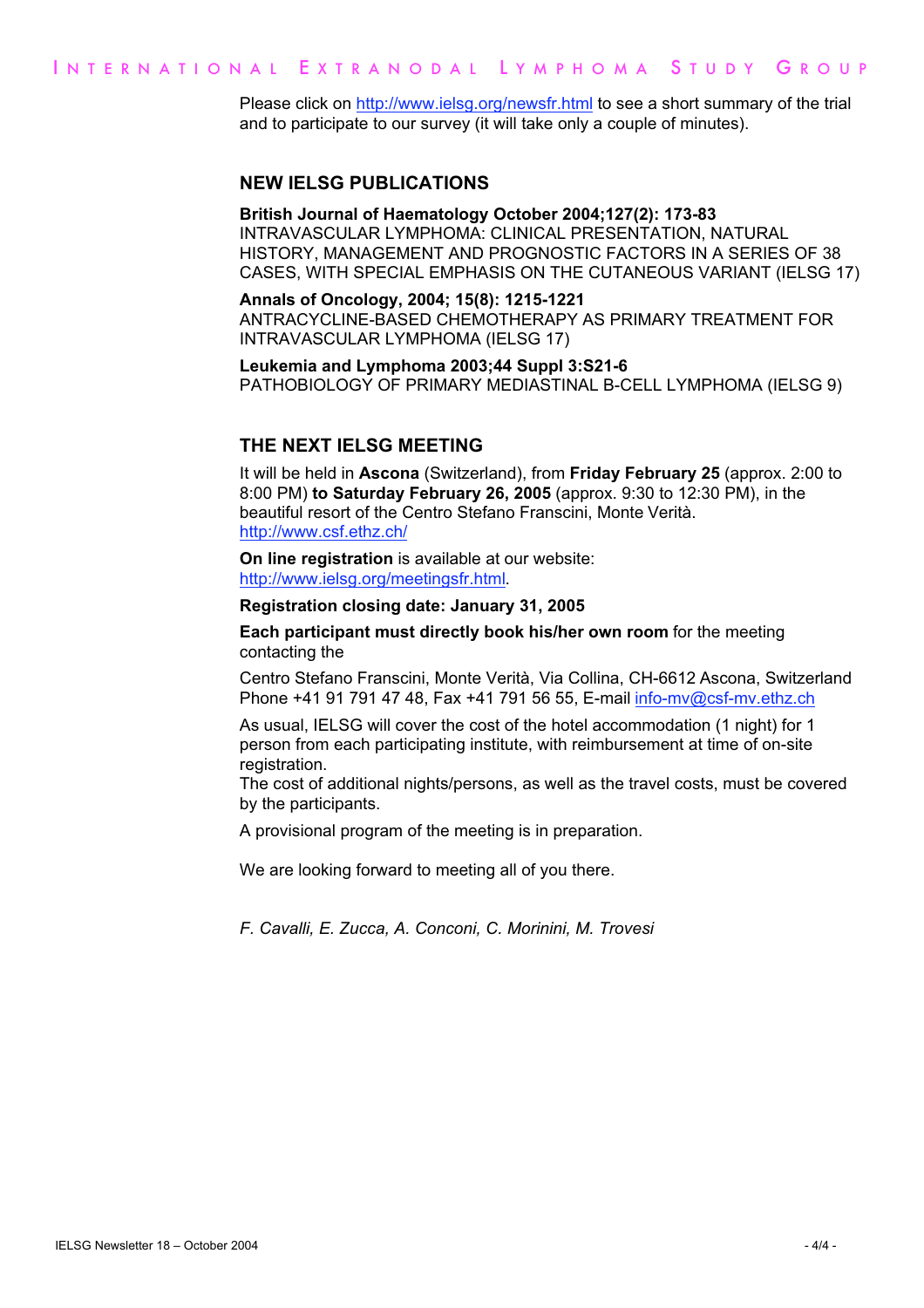Please click on http://www.ielsg.org/newsfr.html to see a short summary of the trial and to participate to our survey (it will take only a couple of minutes).

## NEW IELSG PUBLICATIONS

**British Journal of Haematology October 2004;127(2): 173-83**
INTRAVASCULAR LYMPHOMA: CLINICAL PRESENTATION, NATURAL HISTORY, MANAGEMENT AND PROGNOSTIC FACTORS IN A SERIES OF 38 CASES, WITH SPECIAL EMPHASIS ON THE CUTANEOUS VARIANT (IELSG 17)

**Annals of Oncology, 2004; 15(8): 1215-1221**
ANTRACYCLINE-BASED CHEMOTHERAPY AS PRIMARY TREATMENT FOR INTRAVASCULAR LYMPHOMA (IELSG 17)

**Leukemia and Lymphoma 2003;44 Suppl 3:S21-6**
PATHOBIOLOGY OF PRIMARY MEDIASTINAL B-CELL LYMPHOMA (IELSG 9)

## THE NEXT IELSG MEETING

It will be held in **Ascona** (Switzerland), from **Friday February 25** (approx. 2:00 to 8:00 PM) **to Saturday February 26, 2005** (approx. 9:30 to 12:30 PM), in the beautiful resort of the Centro Stefano Franscini, Monte Verità.
http://www.csf.ethz.ch/

**On line registration** is available at our website:
http://www.ielsg.org/meetingsfr.html.

**Registration closing date: January 31, 2005**

**Each participant must directly book his/her own room** for the meeting contacting the

Centro Stefano Franscini, Monte Verità, Via Collina, CH-6612 Ascona, Switzerland
Phone +41 91 791 47 48, Fax +41 791 56 55, E-mail info-mv@csf-mv.ethz.ch

As usual, IELSG will cover the cost of the hotel accommodation (1 night) for 1 person from each participating institute, with reimbursement at time of on-site registration.
The cost of additional nights/persons, as well as the travel costs, must be covered by the participants.

A provisional program of the meeting is in preparation.

We are looking forward to meeting all of you there.

*F. Cavalli, E. Zucca, A. Conconi, C. Morinini, M. Trovesi*